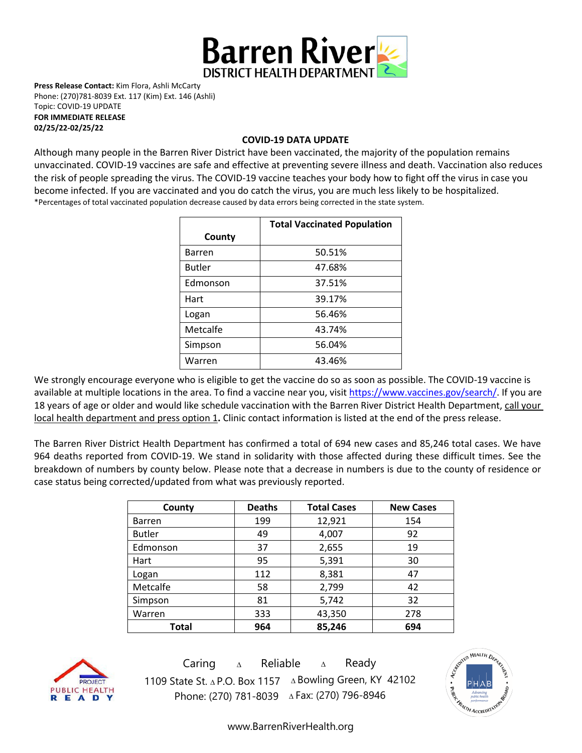# Barren River DISTRICT HEALTH DEPARTMENT

**Press Release Contact:** Kim Flora, Ashli McCarty
Phone: (270)781-8039 Ext. 117 (Kim) Ext. 146 (Ashli)
Topic: COVID-19 UPDATE
**FOR IMMEDIATE RELEASE**
**02/25/22-02/25/22**

## COVID-19 DATA UPDATE

Although many people in the Barren River District have been vaccinated, the majority of the population remains unvaccinated. COVID-19 vaccines are safe and effective at preventing severe illness and death. Vaccination also reduces the risk of people spreading the virus. The COVID-19 vaccine teaches your body how to fight off the virus in case you become infected. If you are vaccinated and you do catch the virus, you are much less likely to be hospitalized.

*Percentages of total vaccinated population decrease caused by data errors being corrected in the state system.

| County | Total Vaccinated Population |
| --- | --- |
| Barren | 50.51% |
| Butler | 47.68% |
| Edmonson | 37.51% |
| Hart | 39.17% |
| Logan | 56.46% |
| Metcalfe | 43.74% |
| Simpson | 56.04% |
| Warren | 43.46% |

We strongly encourage everyone who is eligible to get the vaccine do so as soon as possible. The COVID-19 vaccine is available at multiple locations in the area. To find a vaccine near you, visit https://www.vaccines.gov/search/. If you are 18 years of age or older and would like schedule vaccination with the Barren River District Health Department, call your local health department and press option 1**.** Clinic contact information is listed at the end of the press release.

The Barren River District Health Department has confirmed a total of 694 new cases and 85,246 total cases. We have 964 deaths reported from COVID-19. We stand in solidarity with those affected during these difficult times. See the breakdown of numbers by county below. Please note that a decrease in numbers is due to the county of residence or case status being corrected/updated from what was previously reported.

| County | Deaths | Total Cases | New Cases |
| --- | --- | --- | --- |
| Barren | 199 | 12,921 | 154 |
| Butler | 49 | 4,007 | 92 |
| Edmonson | 37 | 2,655 | 19 |
| Hart | 95 | 5,391 | 30 |
| Logan | 112 | 8,381 | 47 |
| Metcalfe | 58 | 2,799 | 42 |
| Simpson | 81 | 5,742 | 32 |
| Warren | 333 | 43,350 | 278 |
| **Total** | **964** | **85,246** | **694** |

Caring ∆ Reliable ∆ Ready
1109 State St. ∆ P.O. Box 1157 ∆ Bowling Green, KY 42102
Phone: (270) 781-8039 ∆ Fax: (270) 796-8946

www.BarrenRiverHealth.org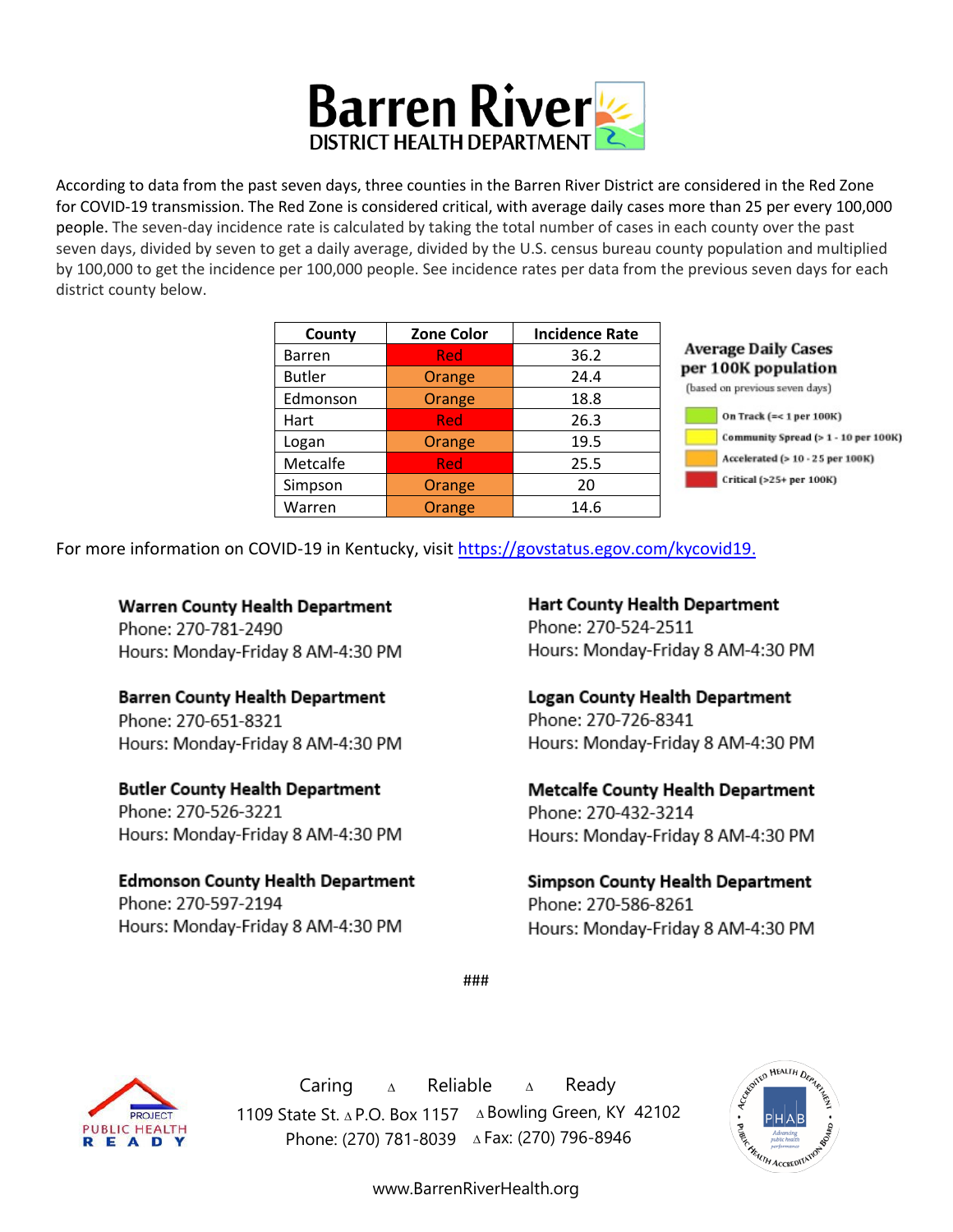# Barren River

DISTRICT HEALTH DEPARTMENT

According to data from the past seven days, three counties in the Barren River District are considered in the Red Zone for COVID-19 transmission. The Red Zone is considered critical, with average daily cases more than 25 per every 100,000 people. The seven-day incidence rate is calculated by taking the total number of cases in each county over the past seven days, divided by seven to get a daily average, divided by the U.S. census bureau county population and multiplied by 100,000 to get the incidence per 100,000 people. See incidence rates per data from the previous seven days for each district county below.

| County | Zone Color | Incidence Rate |
|---|---|---|
| Barren | Red | 36.2 |
| Butler | Orange | 24.4 |
| Edmonson | Orange | 18.8 |
| Hart | Red | 26.3 |
| Logan | Orange | 19.5 |
| Metcalfe | Red | 25.5 |
| Simpson | Orange | 20 |
| Warren | Orange | 14.6 |

**Average Daily Cases per 100K population**
(based on previous seven days)

- On Track (=< 1 per 100K)
- Community Spread (> 1 - 10 per 100K)
- Accelerated (> 10 - 25 per 100K)
- Critical (>25+ per 100K)

For more information on COVID-19 in Kentucky, visit https://govstatus.egov.com/kycovid19.

**Warren County Health Department**
Phone: 270-781-2490
Hours: Monday-Friday 8 AM-4:30 PM

**Barren County Health Department**
Phone: 270-651-8321
Hours: Monday-Friday 8 AM-4:30 PM

**Butler County Health Department**
Phone: 270-526-3221
Hours: Monday-Friday 8 AM-4:30 PM

**Edmonson County Health Department**
Phone: 270-597-2194
Hours: Monday-Friday 8 AM-4:30 PM

**Hart County Health Department**
Phone: 270-524-2511
Hours: Monday-Friday 8 AM-4:30 PM

**Logan County Health Department**
Phone: 270-726-8341
Hours: Monday-Friday 8 AM-4:30 PM

**Metcalfe County Health Department**
Phone: 270-432-3214
Hours: Monday-Friday 8 AM-4:30 PM

**Simpson County Health Department**
Phone: 270-586-8261
Hours: Monday-Friday 8 AM-4:30 PM

###

Caring ∆ Reliable ∆ Ready
1109 State St. ∆ P.O. Box 1157 ∆ Bowling Green, KY 42102
Phone: (270) 781-8039 ∆ Fax: (270) 796-8946

www.BarrenRiverHealth.org